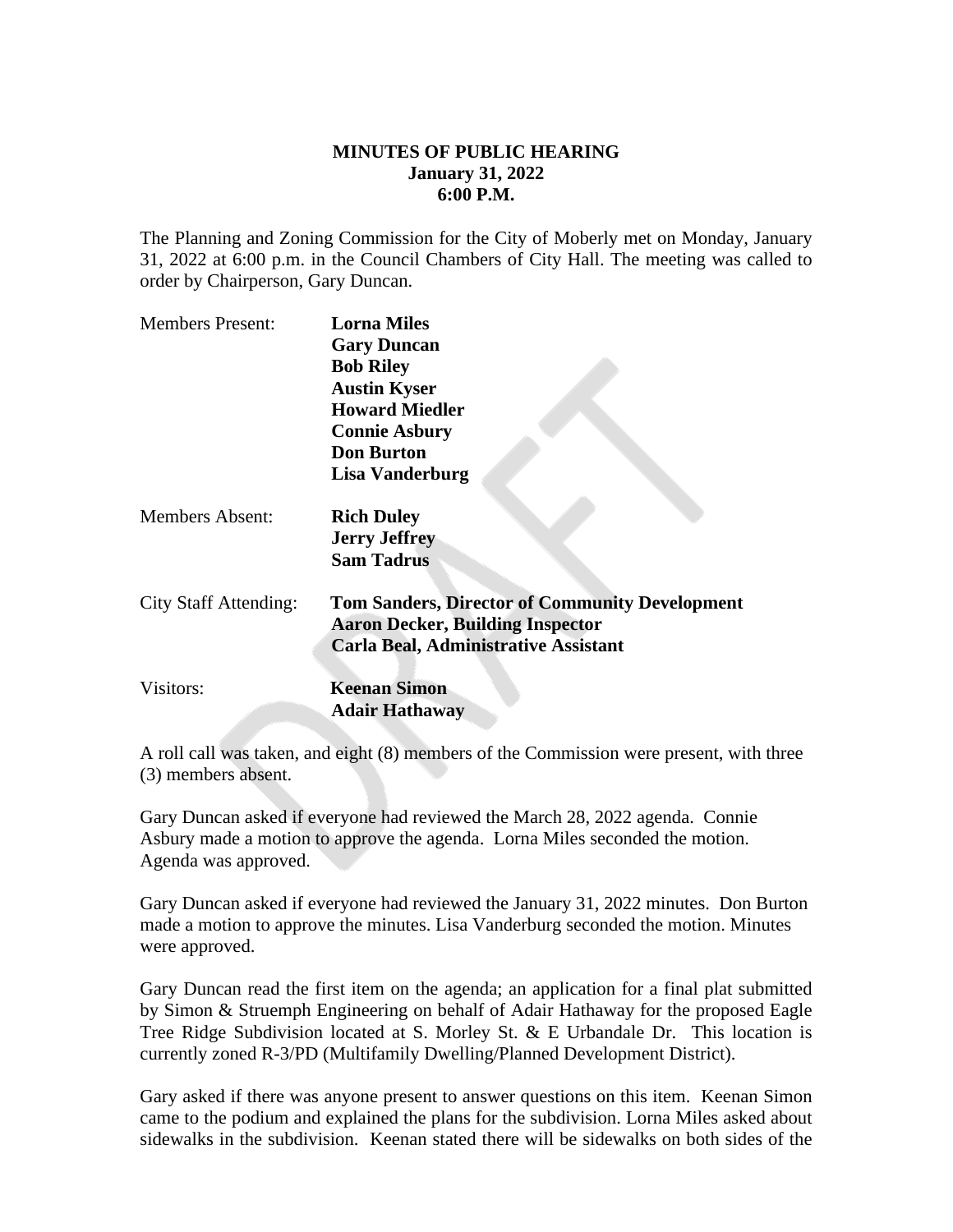**MINUTES OF PUBLIC HEARING**
**January 31, 2022**
**6:00 P.M.**

The Planning and Zoning Commission for the City of Moberly met on Monday, January 31, 2022 at 6:00 p.m. in the Council Chambers of City Hall. The meeting was called to order by Chairperson, Gary Duncan.

Members Present: **Lorna Miles**
**Gary Duncan**
**Bob Riley**
**Austin Kyser**
**Howard Miedler**
**Connie Asbury**
**Don Burton**
**Lisa Vanderburg**

Members Absent: **Rich Duley**
**Jerry Jeffrey**
**Sam Tadrus**

City Staff Attending: **Tom Sanders, Director of Community Development**
**Aaron Decker, Building Inspector**
**Carla Beal, Administrative Assistant**

Visitors: **Keenan Simon**
**Adair Hathaway**

A roll call was taken, and eight (8) members of the Commission were present, with three (3) members absent.

Gary Duncan asked if everyone had reviewed the March 28, 2022 agenda. Connie Asbury made a motion to approve the agenda. Lorna Miles seconded the motion. Agenda was approved.

Gary Duncan asked if everyone had reviewed the January 31, 2022 minutes. Don Burton made a motion to approve the minutes. Lisa Vanderburg seconded the motion. Minutes were approved.

Gary Duncan read the first item on the agenda; an application for a final plat submitted by Simon & Struemph Engineering on behalf of Adair Hathaway for the proposed Eagle Tree Ridge Subdivision located at S. Morley St. & E Urbandale Dr. This location is currently zoned R-3/PD (Multifamily Dwelling/Planned Development District).

Gary asked if there was anyone present to answer questions on this item. Keenan Simon came to the podium and explained the plans for the subdivision. Lorna Miles asked about sidewalks in the subdivision. Keenan stated there will be sidewalks on both sides of the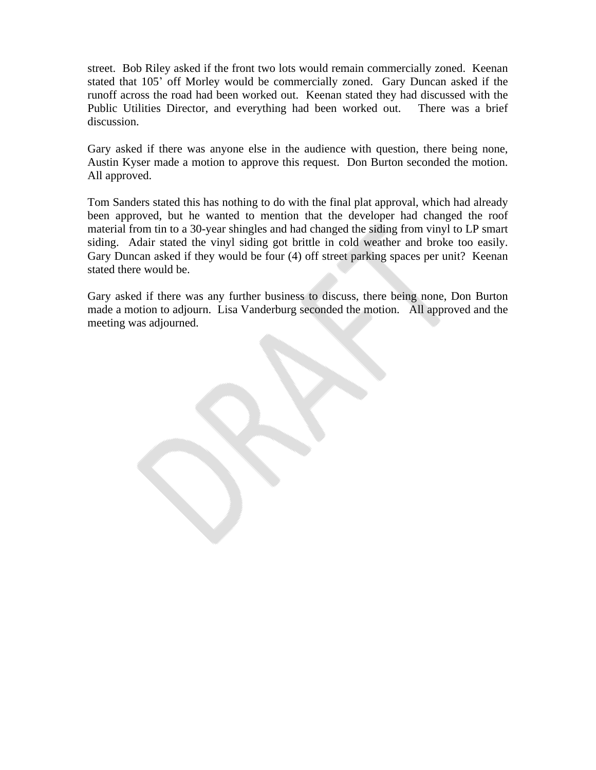street. Bob Riley asked if the front two lots would remain commercially zoned. Keenan stated that 105' off Morley would be commercially zoned. Gary Duncan asked if the runoff across the road had been worked out. Keenan stated they had discussed with the Public Utilities Director, and everything had been worked out. There was a brief discussion.

Gary asked if there was anyone else in the audience with question, there being none, Austin Kyser made a motion to approve this request. Don Burton seconded the motion. All approved.

Tom Sanders stated this has nothing to do with the final plat approval, which had already been approved, but he wanted to mention that the developer had changed the roof material from tin to a 30-year shingles and had changed the siding from vinyl to LP smart siding. Adair stated the vinyl siding got brittle in cold weather and broke too easily. Gary Duncan asked if they would be four (4) off street parking spaces per unit? Keenan stated there would be.

Gary asked if there was any further business to discuss, there being none, Don Burton made a motion to adjourn. Lisa Vanderburg seconded the motion. All approved and the meeting was adjourned.